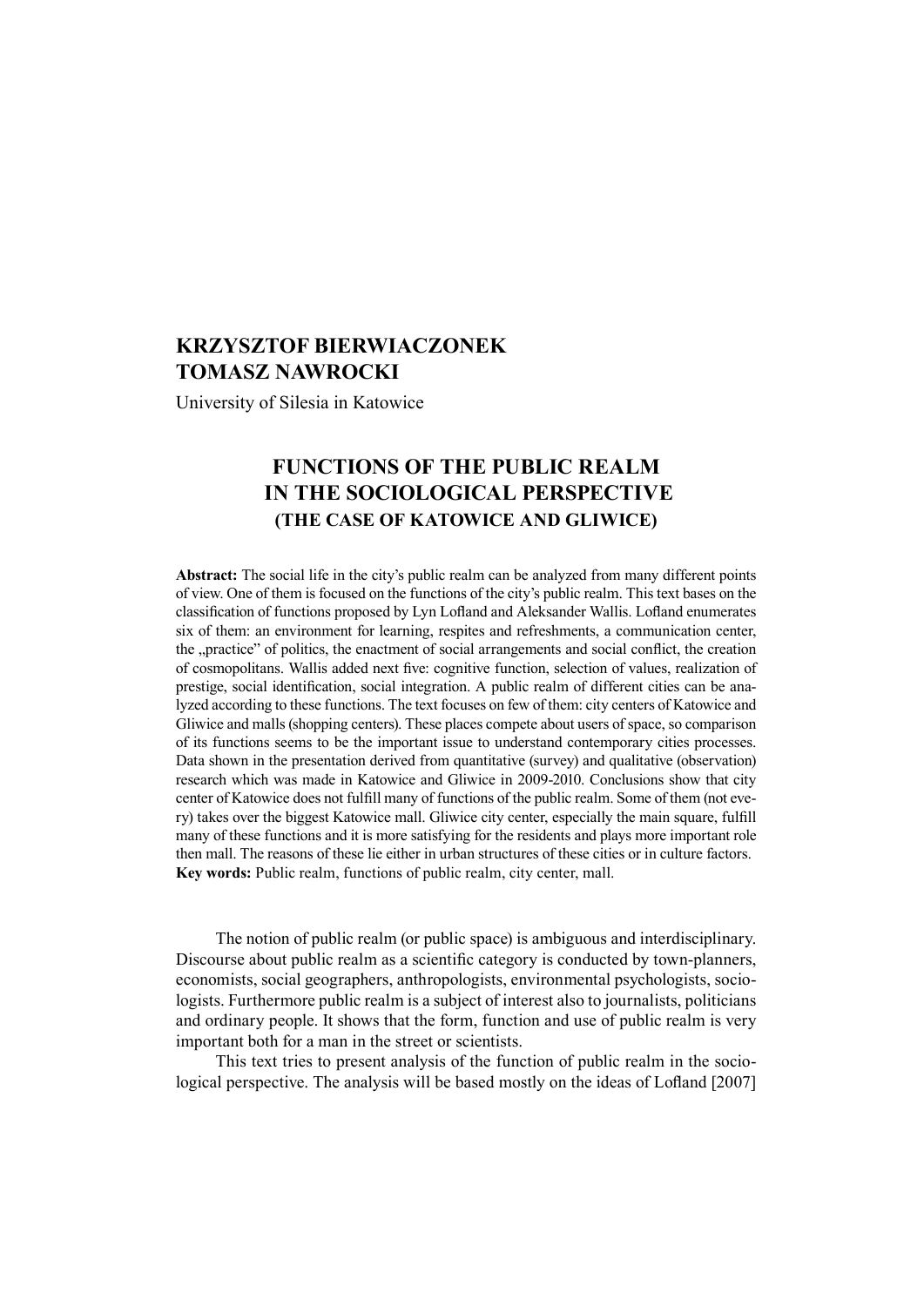**KRZYSZTOF BIERWIACZONEK**
**TOMASZ NAWROCKI**

University of Silesia in Katowice

# FUNCTIONS OF THE PUBLIC REALM IN THE SOCIOLOGICAL PERSPECTIVE (THE CASE OF KATOWICE AND GLIWICE)

**Abstract:** The social life in the city's public realm can be analyzed from many different points of view. One of them is focused on the functions of the city's public realm. This text bases on the classification of functions proposed by Lyn Lofland and Aleksander Wallis. Lofland enumerates six of them: an environment for learning, respites and refreshments, a communication center, the „practice" of politics, the enactment of social arrangements and social conflict, the creation of cosmopolitans. Wallis added next five: cognitive function, selection of values, realization of prestige, social identification, social integration. A public realm of different cities can be analyzed according to these functions. The text focuses on few of them: city centers of Katowice and Gliwice and malls (shopping centers). These places compete about users of space, so comparison of its functions seems to be the important issue to understand contemporary cities processes. Data shown in the presentation derived from quantitative (survey) and qualitative (observation) research which was made in Katowice and Gliwice in 2009-2010. Conclusions show that city center of Katowice does not fulfill many of functions of the public realm. Some of them (not every) takes over the biggest Katowice mall. Gliwice city center, especially the main square, fulfill many of these functions and it is more satisfying for the residents and plays more important role then mall. The reasons of these lie either in urban structures of these cities or in culture factors.

**Key words:** Public realm, functions of public realm, city center, mall.

The notion of public realm (or public space) is ambiguous and interdisciplinary. Discourse about public realm as a scientific category is conducted by town-planners, economists, social geographers, anthropologists, environmental psychologists, sociologists. Furthermore public realm is a subject of interest also to journalists, politicians and ordinary people. It shows that the form, function and use of public realm is very important both for a man in the street or scientists.

This text tries to present analysis of the function of public realm in the sociological perspective. The analysis will be based mostly on the ideas of Lofland [2007]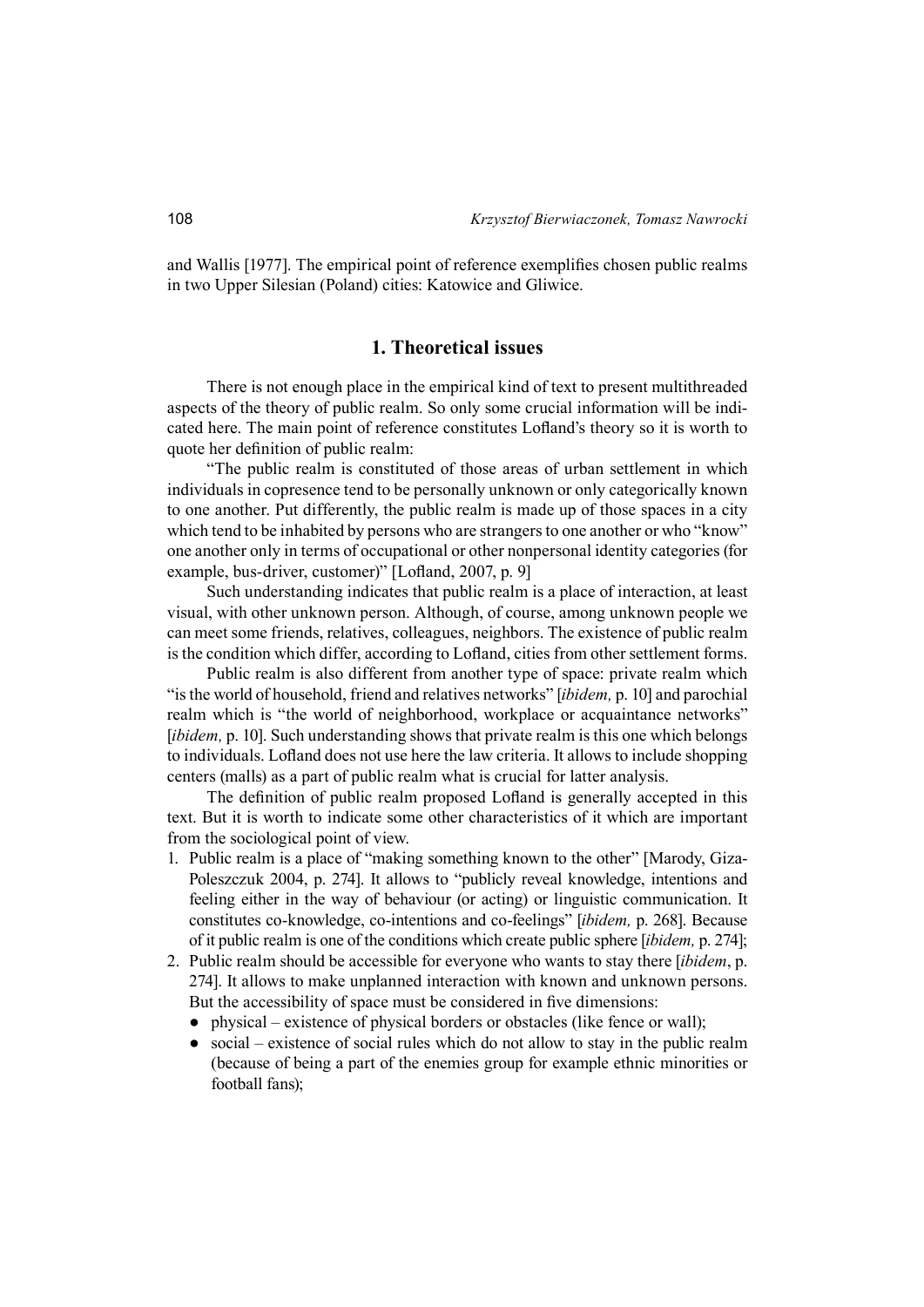and Wallis [1977]. The empirical point of reference exemplifies chosen public realms in two Upper Silesian (Poland) cities: Katowice and Gliwice.

## 1. Theoretical issues

There is not enough place in the empirical kind of text to present multithreaded aspects of the theory of public realm. So only some crucial information will be indicated here. The main point of reference constitutes Lofland's theory so it is worth to quote her definition of public realm:

"The public realm is constituted of those areas of urban settlement in which individuals in copresence tend to be personally unknown or only categorically known to one another. Put differently, the public realm is made up of those spaces in a city which tend to be inhabited by persons who are strangers to one another or who "know" one another only in terms of occupational or other nonpersonal identity categories (for example, bus-driver, customer)" [Lofland, 2007, p. 9]

Such understanding indicates that public realm is a place of interaction, at least visual, with other unknown person. Although, of course, among unknown people we can meet some friends, relatives, colleagues, neighbors. The existence of public realm is the condition which differ, according to Lofland, cities from other settlement forms.

Public realm is also different from another type of space: private realm which "is the world of household, friend and relatives networks" [*ibidem,* p. 10] and parochial realm which is "the world of neighborhood, workplace or acquaintance networks" [*ibidem,* p. 10]. Such understanding shows that private realm is this one which belongs to individuals. Lofland does not use here the law criteria. It allows to include shopping centers (malls) as a part of public realm what is crucial for latter analysis.

The definition of public realm proposed Lofland is generally accepted in this text. But it is worth to indicate some other characteristics of it which are important from the sociological point of view.

1. Public realm is a place of "making something known to the other" [Marody, Giza-Poleszczuk 2004, p. 274]. It allows to "publicly reveal knowledge, intentions and feeling either in the way of behaviour (or acting) or linguistic communication. It constitutes co-knowledge, co-intentions and co-feelings" [*ibidem,* p. 268]. Because of it public realm is one of the conditions which create public sphere [*ibidem,* p. 274];
2. Public realm should be accessible for everyone who wants to stay there [*ibidem*, p. 274]. It allows to make unplanned interaction with known and unknown persons. But the accessibility of space must be considered in five dimensions:
   - physical – existence of physical borders or obstacles (like fence or wall);
   - social – existence of social rules which do not allow to stay in the public realm (because of being a part of the enemies group for example ethnic minorities or football fans);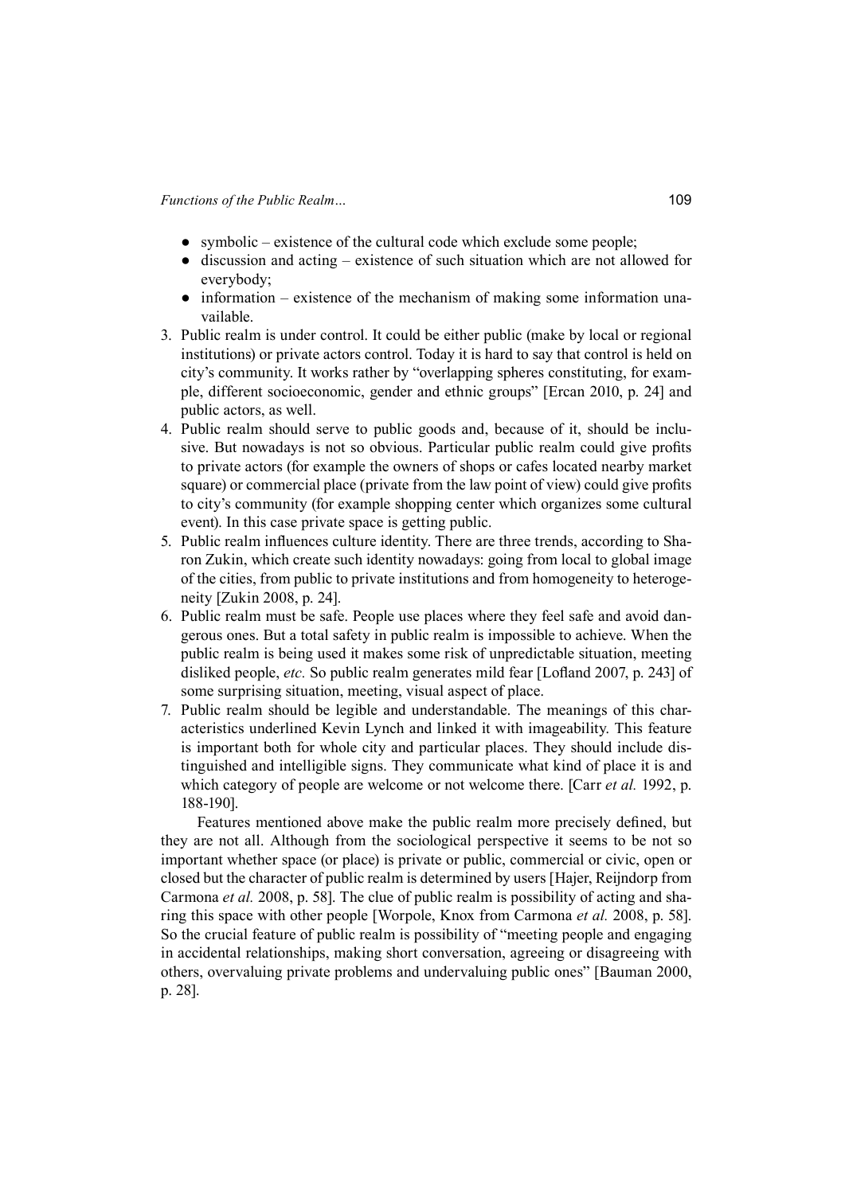- symbolic – existence of the cultural code which exclude some people;
- discussion and acting – existence of such situation which are not allowed for everybody;
- information – existence of the mechanism of making some information unavailable.

3. Public realm is under control. It could be either public (make by local or regional institutions) or private actors control. Today it is hard to say that control is held on city's community. It works rather by "overlapping spheres constituting, for example, different socioeconomic, gender and ethnic groups" [Ercan 2010, p. 24] and public actors, as well.
4. Public realm should serve to public goods and, because of it, should be inclusive. But nowadays is not so obvious. Particular public realm could give profits to private actors (for example the owners of shops or cafes located nearby market square) or commercial place (private from the law point of view) could give profits to city's community (for example shopping center which organizes some cultural event). In this case private space is getting public.
5. Public realm influences culture identity. There are three trends, according to Sharon Zukin, which create such identity nowadays: going from local to global image of the cities, from public to private institutions and from homogeneity to heterogeneity [Zukin 2008, p. 24].
6. Public realm must be safe. People use places where they feel safe and avoid dangerous ones. But a total safety in public realm is impossible to achieve. When the public realm is being used it makes some risk of unpredictable situation, meeting disliked people, *etc.* So public realm generates mild fear [Lofland 2007, p. 243] of some surprising situation, meeting, visual aspect of place.
7. Public realm should be legible and understandable. The meanings of this characteristics underlined Kevin Lynch and linked it with imageability. This feature is important both for whole city and particular places. They should include distinguished and intelligible signs. They communicate what kind of place it is and which category of people are welcome or not welcome there. [Carr *et al.* 1992, p. 188-190].

Features mentioned above make the public realm more precisely defined, but they are not all. Although from the sociological perspective it seems to be not so important whether space (or place) is private or public, commercial or civic, open or closed but the character of public realm is determined by users [Hajer, Reijndorp from Carmona *et al.* 2008, p. 58]. The clue of public realm is possibility of acting and sharing this space with other people [Worpole, Knox from Carmona *et al.* 2008, p. 58]. So the crucial feature of public realm is possibility of "meeting people and engaging in accidental relationships, making short conversation, agreeing or disagreeing with others, overvaluing private problems and undervaluing public ones" [Bauman 2000, p. 28].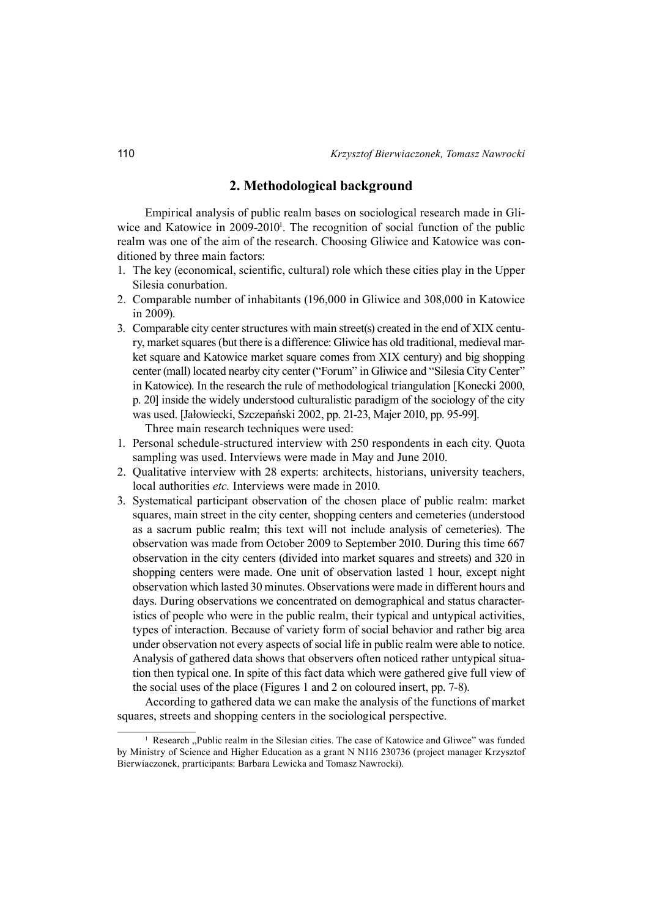## 2. Methodological background

Empirical analysis of public realm bases on sociological research made in Gliwice and Katowice in 2009-2010[1]. The recognition of social function of the public realm was one of the aim of the research. Choosing Gliwice and Katowice was conditioned by three main factors:

1. The key (economical, scientific, cultural) role which these cities play in the Upper Silesia conurbation.
2. Comparable number of inhabitants (196,000 in Gliwice and 308,000 in Katowice in 2009).
3. Comparable city center structures with main street(s) created in the end of XIX century, market squares (but there is a difference: Gliwice has old traditional, medieval market square and Katowice market square comes from XIX century) and big shopping center (mall) located nearby city center ("Forum" in Gliwice and "Silesia City Center" in Katowice). In the research the rule of methodological triangulation [Konecki 2000, p. 20] inside the widely understood culturalistic paradigm of the sociology of the city was used. [Jałowiecki, Szczepański 2002, pp. 21-23, Majer 2010, pp. 95-99].

Three main research techniques were used:

1. Personal schedule-structured interview with 250 respondents in each city. Quota sampling was used. Interviews were made in May and June 2010.
2. Qualitative interview with 28 experts: architects, historians, university teachers, local authorities *etc.* Interviews were made in 2010.
3. Systematical participant observation of the chosen place of public realm: market squares, main street in the city center, shopping centers and cemeteries (understood as a sacrum public realm; this text will not include analysis of cemeteries). The observation was made from October 2009 to September 2010. During this time 667 observation in the city centers (divided into market squares and streets) and 320 in shopping centers were made. One unit of observation lasted 1 hour, except night observation which lasted 30 minutes. Observations were made in different hours and days. During observations we concentrated on demographical and status characteristics of people who were in the public realm, their typical and untypical activities, types of interaction. Because of variety form of social behavior and rather big area under observation not every aspects of social life in public realm were able to notice. Analysis of gathered data shows that observers often noticed rather untypical situation then typical one. In spite of this fact data which were gathered give full view of the social uses of the place (Figures 1 and 2 on coloured insert, pp. 7-8).

According to gathered data we can make the analysis of the functions of market squares, streets and shopping centers in the sociological perspective.

---

[1] Research „Public realm in the Silesian cities. The case of Katowice and Gliwce" was funded by Ministry of Science and Higher Education as a grant N N116 230736 (project manager Krzysztof Bierwiaczonek, prarticipants: Barbara Lewicka and Tomasz Nawrocki).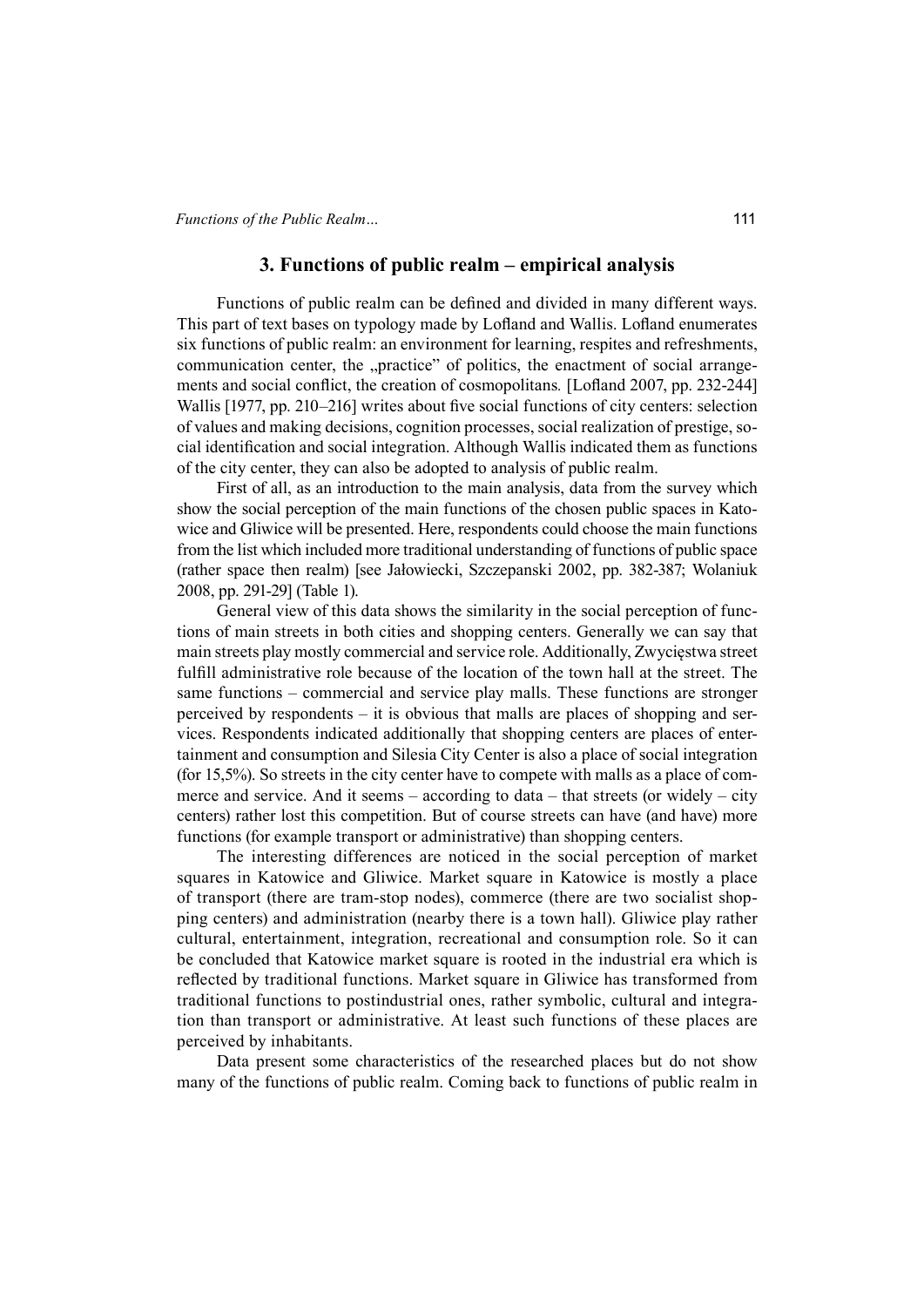## 3. Functions of public realm – empirical analysis

Functions of public realm can be defined and divided in many different ways. This part of text bases on typology made by Lofland and Wallis. Lofland enumerates six functions of public realm: an environment for learning, respites and refreshments, communication center, the „practice" of politics, the enactment of social arrangements and social conflict, the creation of cosmopolitans. [Lofland 2007, pp. 232-244] Wallis [1977, pp. 210–216] writes about five social functions of city centers: selection of values and making decisions, cognition processes, social realization of prestige, social identification and social integration. Although Wallis indicated them as functions of the city center, they can also be adopted to analysis of public realm.

First of all, as an introduction to the main analysis, data from the survey which show the social perception of the main functions of the chosen public spaces in Katowice and Gliwice will be presented. Here, respondents could choose the main functions from the list which included more traditional understanding of functions of public space (rather space then realm) [see Jałowiecki, Szczepanski 2002, pp. 382-387; Wolaniuk 2008, pp. 291-29] (Table 1).

General view of this data shows the similarity in the social perception of functions of main streets in both cities and shopping centers. Generally we can say that main streets play mostly commercial and service role. Additionally, Zwycięstwa street fulfill administrative role because of the location of the town hall at the street. The same functions – commercial and service play malls. These functions are stronger perceived by respondents – it is obvious that malls are places of shopping and services. Respondents indicated additionally that shopping centers are places of entertainment and consumption and Silesia City Center is also a place of social integration (for 15,5%). So streets in the city center have to compete with malls as a place of commerce and service. And it seems – according to data – that streets (or widely – city centers) rather lost this competition. But of course streets can have (and have) more functions (for example transport or administrative) than shopping centers.

The interesting differences are noticed in the social perception of market squares in Katowice and Gliwice. Market square in Katowice is mostly a place of transport (there are tram-stop nodes), commerce (there are two socialist shopping centers) and administration (nearby there is a town hall). Gliwice play rather cultural, entertainment, integration, recreational and consumption role. So it can be concluded that Katowice market square is rooted in the industrial era which is reflected by traditional functions. Market square in Gliwice has transformed from traditional functions to postindustrial ones, rather symbolic, cultural and integration than transport or administrative. At least such functions of these places are perceived by inhabitants.

Data present some characteristics of the researched places but do not show many of the functions of public realm. Coming back to functions of public realm in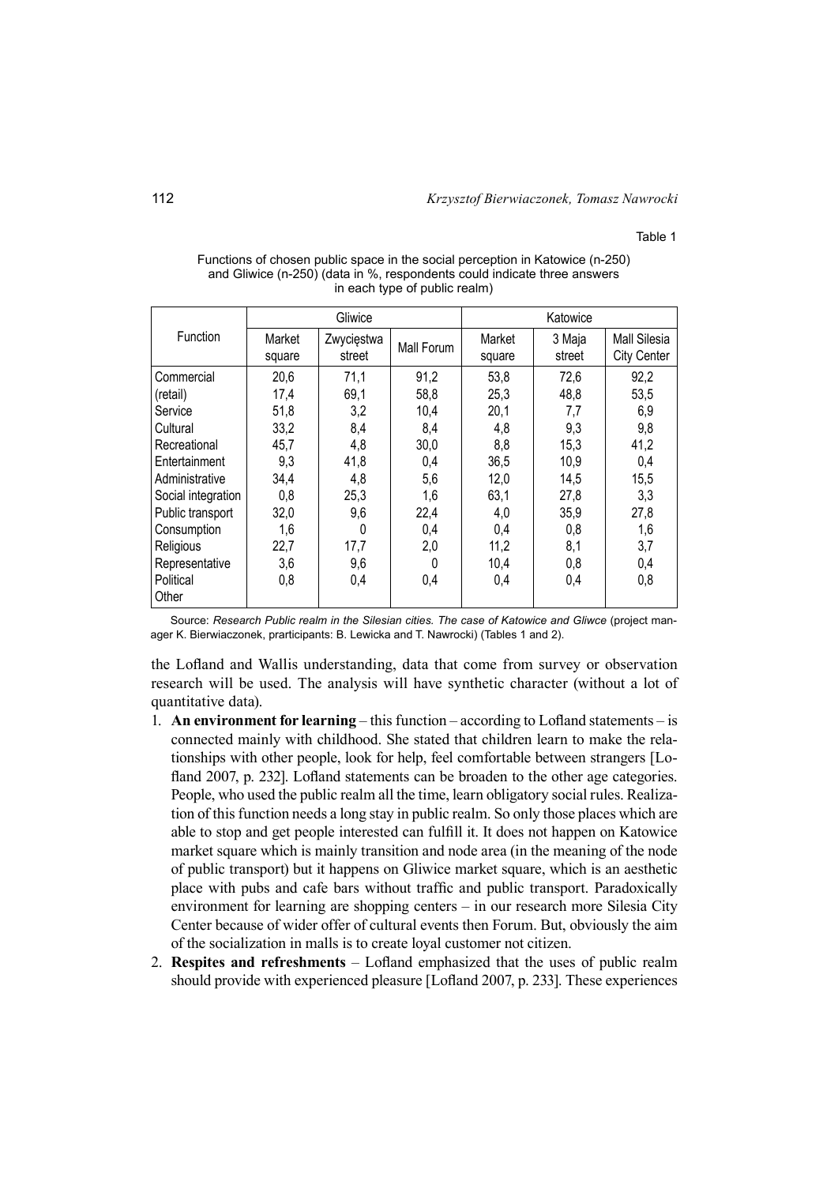Table 1

Functions of chosen public space in the social perception in Katowice (n-250) and Gliwice (n-250) (data in %, respondents could indicate three answers in each type of public realm)

| Function | Gliwice | | | Katowice | | |
|---|---|---|---|---|---|---|
| | Market square | Zwycięstwa street | Mall Forum | Market square | 3 Maja street | Mall Silesia City Center |
| Commercial | 20,6 | 71,1 | 91,2 | 53,8 | 72,6 | 92,2 |
| (retail) | 17,4 | 69,1 | 58,8 | 25,3 | 48,8 | 53,5 |
| Service | 51,8 | 3,2 | 10,4 | 20,1 | 7,7 | 6,9 |
| Cultural | 33,2 | 8,4 | 8,4 | 4,8 | 9,3 | 9,8 |
| Recreational | 45,7 | 4,8 | 30,0 | 8,8 | 15,3 | 41,2 |
| Entertainment | 9,3 | 41,8 | 0,4 | 36,5 | 10,9 | 0,4 |
| Administrative | 34,4 | 4,8 | 5,6 | 12,0 | 14,5 | 15,5 |
| Social integration | 0,8 | 25,3 | 1,6 | 63,1 | 27,8 | 3,3 |
| Public transport | 32,0 | 9,6 | 22,4 | 4,0 | 35,9 | 27,8 |
| Consumption | 1,6 | 0 | 0,4 | 0,4 | 0,8 | 1,6 |
| Religious | 22,7 | 17,7 | 2,0 | 11,2 | 8,1 | 3,7 |
| Representative | 3,6 | 9,6 | 0 | 10,4 | 0,8 | 0,4 |
| Political | 0,8 | 0,4 | 0,4 | 0,4 | 0,4 | 0,8 |
| Other | | | | | | |

Source: *Research Public realm in the Silesian cities. The case of Katowice and Gliwce* (project manager K. Bierwiaczonek, prarticipants: B. Lewicka and T. Nawrocki) (Tables 1 and 2).

the Lofland and Wallis understanding, data that come from survey or observation research will be used. The analysis will have synthetic character (without a lot of quantitative data).

1. **An environment for learning** – this function – according to Lofland statements – is connected mainly with childhood. She stated that children learn to make the relationships with other people, look for help, feel comfortable between strangers [Lofland 2007, p. 232]. Lofland statements can be broaden to the other age categories. People, who used the public realm all the time, learn obligatory social rules. Realization of this function needs a long stay in public realm. So only those places which are able to stop and get people interested can fulfill it. It does not happen on Katowice market square which is mainly transition and node area (in the meaning of the node of public transport) but it happens on Gliwice market square, which is an aesthetic place with pubs and cafe bars without traffic and public transport. Paradoxically environment for learning are shopping centers – in our research more Silesia City Center because of wider offer of cultural events then Forum. But, obviously the aim of the socialization in malls is to create loyal customer not citizen.
2. **Respites and refreshments** – Lofland emphasized that the uses of public realm should provide with experienced pleasure [Lofland 2007, p. 233]. These experiences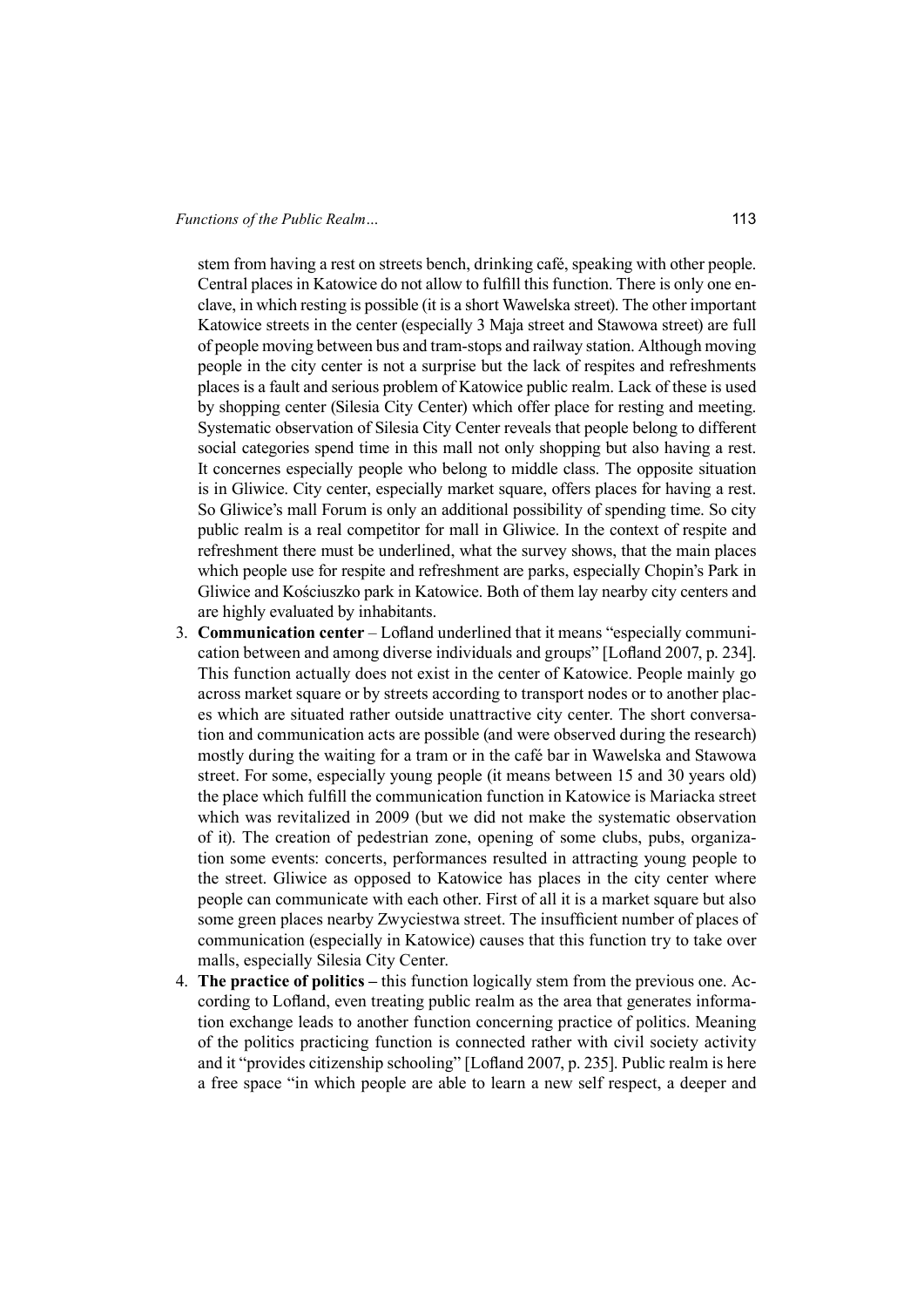stem from having a rest on streets bench, drinking café, speaking with other people. Central places in Katowice do not allow to fulfill this function. There is only one enclave, in which resting is possible (it is a short Wawelska street). The other important Katowice streets in the center (especially 3 Maja street and Stawowa street) are full of people moving between bus and tram-stops and railway station. Although moving people in the city center is not a surprise but the lack of respites and refreshments places is a fault and serious problem of Katowice public realm. Lack of these is used by shopping center (Silesia City Center) which offer place for resting and meeting. Systematic observation of Silesia City Center reveals that people belong to different social categories spend time in this mall not only shopping but also having a rest. It concernes especially people who belong to middle class. The opposite situation is in Gliwice. City center, especially market square, offers places for having a rest. So Gliwice's mall Forum is only an additional possibility of spending time. So city public realm is a real competitor for mall in Gliwice. In the context of respite and refreshment there must be underlined, what the survey shows, that the main places which people use for respite and refreshment are parks, especially Chopin's Park in Gliwice and Kościuszko park in Katowice. Both of them lay nearby city centers and are highly evaluated by inhabitants.

3. **Communication center** – Lofland underlined that it means "especially communication between and among diverse individuals and groups" [Lofland 2007, p. 234]. This function actually does not exist in the center of Katowice. People mainly go across market square or by streets according to transport nodes or to another places which are situated rather outside unattractive city center. The short conversation and communication acts are possible (and were observed during the research) mostly during the waiting for a tram or in the café bar in Wawelska and Stawowa street. For some, especially young people (it means between 15 and 30 years old) the place which fulfill the communication function in Katowice is Mariacka street which was revitalized in 2009 (but we did not make the systematic observation of it). The creation of pedestrian zone, opening of some clubs, pubs, organization some events: concerts, performances resulted in attracting young people to the street. Gliwice as opposed to Katowice has places in the city center where people can communicate with each other. First of all it is a market square but also some green places nearby Zwyciestwa street. The insufficient number of places of communication (especially in Katowice) causes that this function try to take over malls, especially Silesia City Center.
4. **The practice of politics –** this function logically stem from the previous one. According to Lofland, even treating public realm as the area that generates information exchange leads to another function concerning practice of politics. Meaning of the politics practicing function is connected rather with civil society activity and it "provides citizenship schooling" [Lofland 2007, p. 235]. Public realm is here a free space "in which people are able to learn a new self respect, a deeper and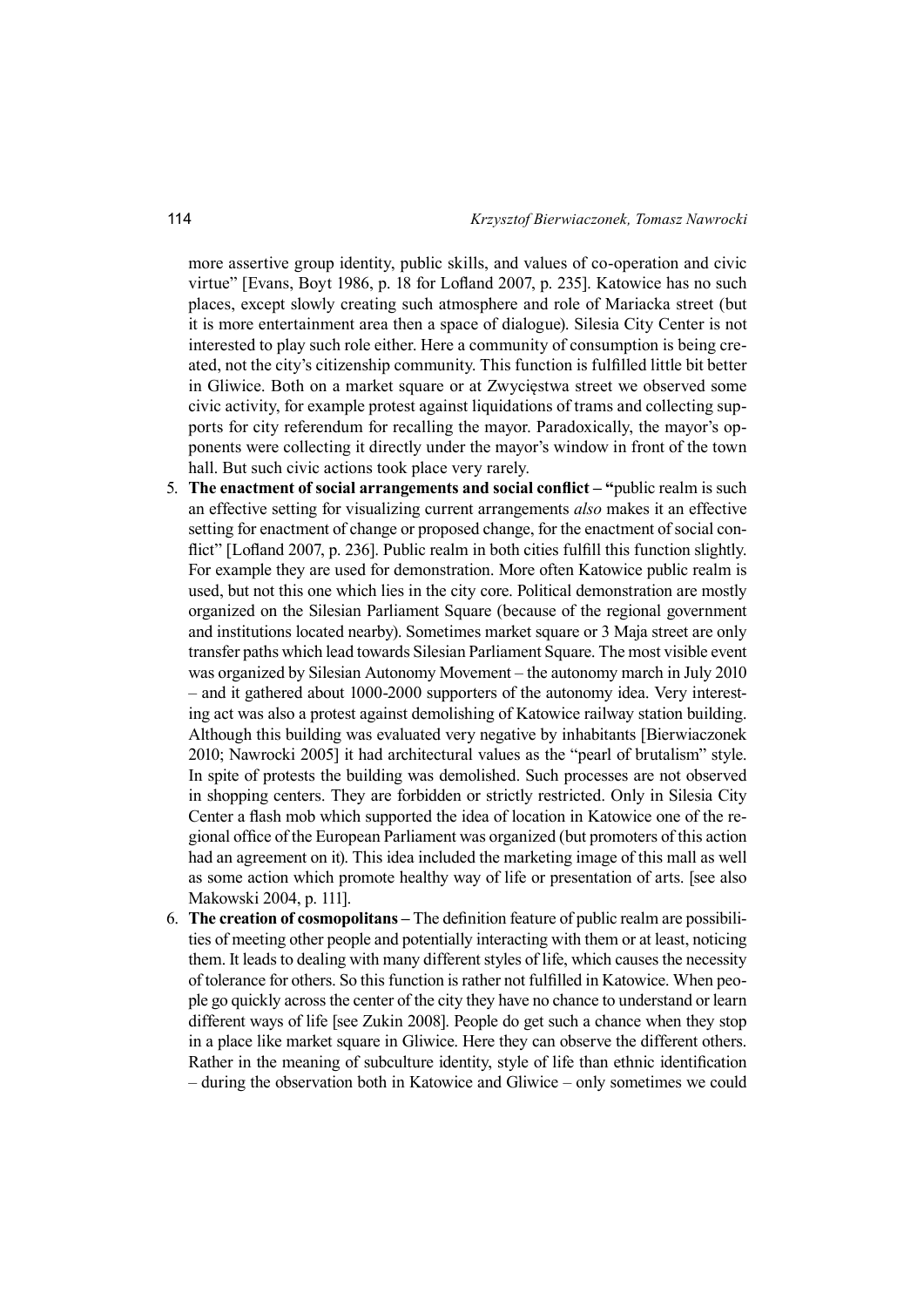more assertive group identity, public skills, and values of co-operation and civic virtue" [Evans, Boyt 1986, p. 18 for Lofland 2007, p. 235]. Katowice has no such places, except slowly creating such atmosphere and role of Mariacka street (but it is more entertainment area then a space of dialogue). Silesia City Center is not interested to play such role either. Here a community of consumption is being created, not the city's citizenship community. This function is fulfilled little bit better in Gliwice. Both on a market square or at Zwycięstwa street we observed some civic activity, for example protest against liquidations of trams and collecting supports for city referendum for recalling the mayor. Paradoxically, the mayor's opponents were collecting it directly under the mayor's window in front of the town hall. But such civic actions took place very rarely.

5. **The enactment of social arrangements and social conflict – "**public realm is such an effective setting for visualizing current arrangements *also* makes it an effective setting for enactment of change or proposed change, for the enactment of social conflict" [Lofland 2007, p. 236]. Public realm in both cities fulfill this function slightly. For example they are used for demonstration. More often Katowice public realm is used, but not this one which lies in the city core. Political demonstration are mostly organized on the Silesian Parliament Square (because of the regional government and institutions located nearby). Sometimes market square or 3 Maja street are only transfer paths which lead towards Silesian Parliament Square. The most visible event was organized by Silesian Autonomy Movement – the autonomy march in July 2010 – and it gathered about 1000-2000 supporters of the autonomy idea. Very interesting act was also a protest against demolishing of Katowice railway station building. Although this building was evaluated very negative by inhabitants [Bierwiaczonek 2010; Nawrocki 2005] it had architectural values as the "pearl of brutalism" style. In spite of protests the building was demolished. Such processes are not observed in shopping centers. They are forbidden or strictly restricted. Only in Silesia City Center a flash mob which supported the idea of location in Katowice one of the regional office of the European Parliament was organized (but promoters of this action had an agreement on it). This idea included the marketing image of this mall as well as some action which promote healthy way of life or presentation of arts. [see also Makowski 2004, p. 111].
6. **The creation of cosmopolitans –** The definition feature of public realm are possibilities of meeting other people and potentially interacting with them or at least, noticing them. It leads to dealing with many different styles of life, which causes the necessity of tolerance for others. So this function is rather not fulfilled in Katowice. When people go quickly across the center of the city they have no chance to understand or learn different ways of life [see Zukin 2008]. People do get such a chance when they stop in a place like market square in Gliwice. Here they can observe the different others. Rather in the meaning of subculture identity, style of life than ethnic identification – during the observation both in Katowice and Gliwice – only sometimes we could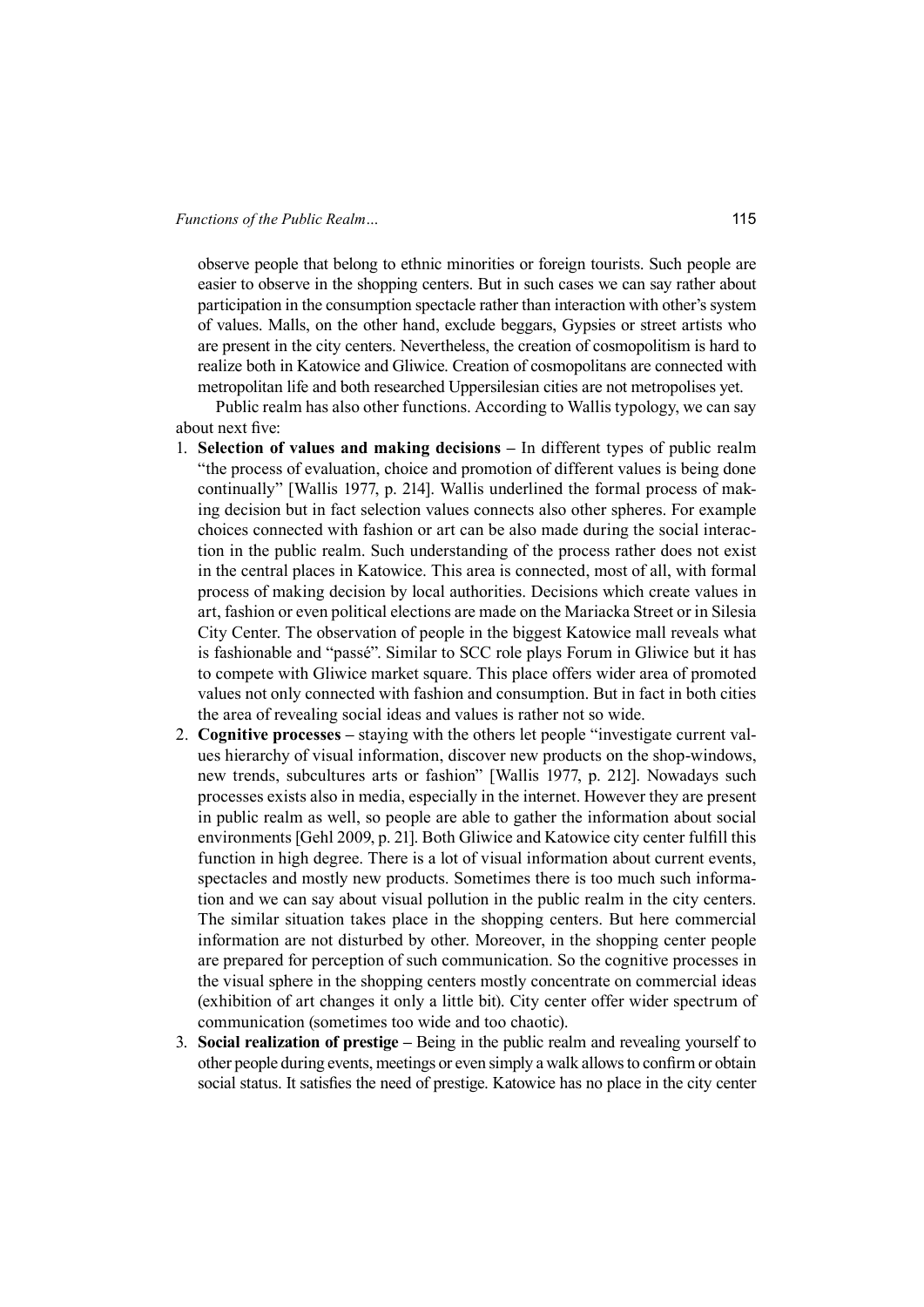observe people that belong to ethnic minorities or foreign tourists. Such people are easier to observe in the shopping centers. But in such cases we can say rather about participation in the consumption spectacle rather than interaction with other's system of values. Malls, on the other hand, exclude beggars, Gypsies or street artists who are present in the city centers. Nevertheless, the creation of cosmopolitism is hard to realize both in Katowice and Gliwice. Creation of cosmopolitans are connected with metropolitan life and both researched Uppersilesian cities are not metropolises yet.

Public realm has also other functions. According to Wallis typology, we can say about next five:

1. **Selection of values and making decisions –** In different types of public realm "the process of evaluation, choice and promotion of different values is being done continually" [Wallis 1977, p. 214]. Wallis underlined the formal process of making decision but in fact selection values connects also other spheres. For example choices connected with fashion or art can be also made during the social interaction in the public realm. Such understanding of the process rather does not exist in the central places in Katowice. This area is connected, most of all, with formal process of making decision by local authorities. Decisions which create values in art, fashion or even political elections are made on the Mariacka Street or in Silesia City Center. The observation of people in the biggest Katowice mall reveals what is fashionable and "passé". Similar to SCC role plays Forum in Gliwice but it has to compete with Gliwice market square. This place offers wider area of promoted values not only connected with fashion and consumption. But in fact in both cities the area of revealing social ideas and values is rather not so wide.
2. **Cognitive processes –** staying with the others let people "investigate current values hierarchy of visual information, discover new products on the shop-windows, new trends, subcultures arts or fashion" [Wallis 1977, p. 212]. Nowadays such processes exists also in media, especially in the internet. However they are present in public realm as well, so people are able to gather the information about social environments [Gehl 2009, p. 21]. Both Gliwice and Katowice city center fulfill this function in high degree. There is a lot of visual information about current events, spectacles and mostly new products. Sometimes there is too much such information and we can say about visual pollution in the public realm in the city centers. The similar situation takes place in the shopping centers. But here commercial information are not disturbed by other. Moreover, in the shopping center people are prepared for perception of such communication. So the cognitive processes in the visual sphere in the shopping centers mostly concentrate on commercial ideas (exhibition of art changes it only a little bit). City center offer wider spectrum of communication (sometimes too wide and too chaotic).
3. **Social realization of prestige –** Being in the public realm and revealing yourself to other people during events, meetings or even simply a walk allows to confirm or obtain social status. It satisfies the need of prestige. Katowice has no place in the city center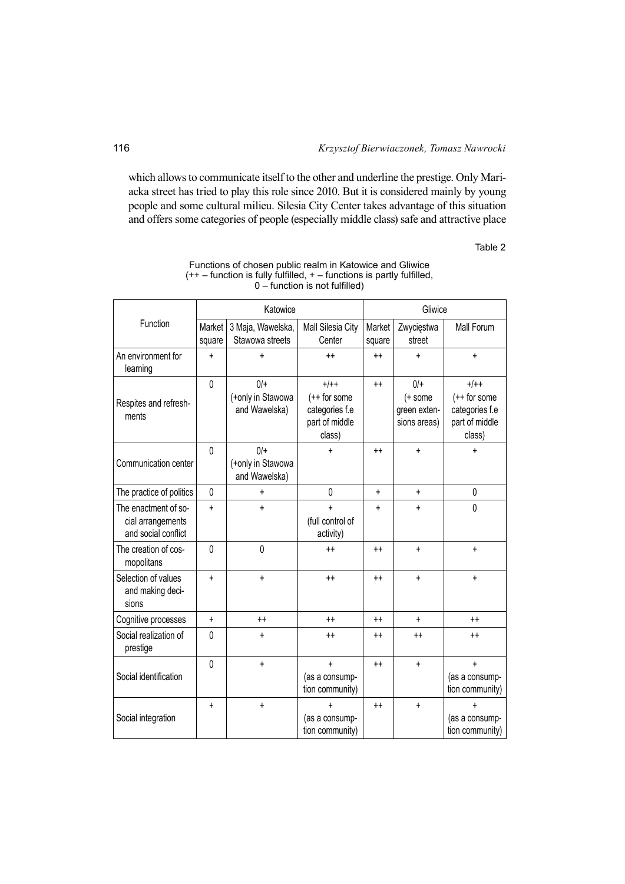which allows to communicate itself to the other and underline the prestige. Only Mariacka street has tried to play this role since 2010. But it is considered mainly by young people and some cultural milieu. Silesia City Center takes advantage of this situation and offers some categories of people (especially middle class) safe and attractive place

Table 2

Functions of chosen public realm in Katowice and Gliwice
(++ – function is fully fulfilled, + – functions is partly fulfilled, 0 – function is not fulfilled)

| Function | Katowice | | | Gliwice | | |
|---|---|---|---|---|---|---|
| | Market square | 3 Maja, Wawelska, Stawowa streets | Mall Silesia City Center | Market square | Zwycięstwa street | Mall Forum |
| An environment for learning | + | + | ++ | ++ | + | + |
| Respites and refreshments | 0 | 0/+ (+only in Stawowa and Wawelska) | +/++ (++ for some categories f.e part of middle class) | ++ | 0/+ (+ some green extensions areas) | +/++ (++ for some categories f.e part of middle class) |
| Communication center | 0 | 0/+ (+only in Stawowa and Wawelska) | + | ++ | + | + |
| The practice of politics | 0 | + | 0 | + | + | 0 |
| The enactment of social arrangements and social conflict | + | + | + (full control of activity) | + | + | 0 |
| The creation of cosmopolitans | 0 | 0 | ++ | ++ | + | + |
| Selection of values and making decisions | + | + | ++ | ++ | + | + |
| Cognitive processes | + | ++ | ++ | ++ | + | ++ |
| Social realization of prestige | 0 | + | ++ | ++ | ++ | ++ |
| Social identification | 0 | + | + (as a consumption community) | ++ | + | + (as a consumption community) |
| Social integration | + | + | + (as a consumption community) | ++ | + | + (as a consumption community) |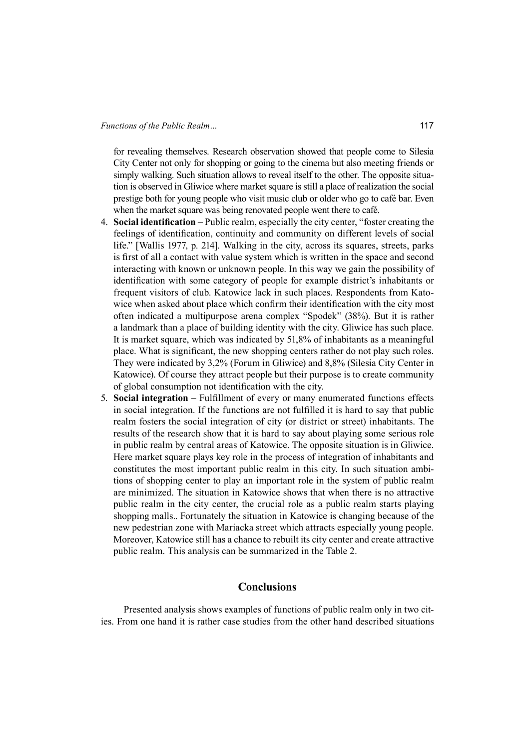for revealing themselves. Research observation showed that people come to Silesia City Center not only for shopping or going to the cinema but also meeting friends or simply walking. Such situation allows to reveal itself to the other. The opposite situation is observed in Gliwice where market square is still a place of realization the social prestige both for young people who visit music club or older who go to café bar. Even when the market square was being renovated people went there to café.

4. **Social identification** – Public realm, especially the city center, "foster creating the feelings of identification, continuity and community on different levels of social life." [Wallis 1977, p. 214]. Walking in the city, across its squares, streets, parks is first of all a contact with value system which is written in the space and second interacting with known or unknown people. In this way we gain the possibility of identification with some category of people for example district's inhabitants or frequent visitors of club. Katowice lack in such places. Respondents from Katowice when asked about place which confirm their identification with the city most often indicated a multipurpose arena complex "Spodek" (38%). But it is rather a landmark than a place of building identity with the city. Gliwice has such place. It is market square, which was indicated by 51,8% of inhabitants as a meaningful place. What is significant, the new shopping centers rather do not play such roles. They were indicated by 3,2% (Forum in Gliwice) and 8,8% (Silesia City Center in Katowice). Of course they attract people but their purpose is to create community of global consumption not identification with the city.
5. **Social integration** – Fulfillment of every or many enumerated functions effects in social integration. If the functions are not fulfilled it is hard to say that public realm fosters the social integration of city (or district or street) inhabitants. The results of the research show that it is hard to say about playing some serious role in public realm by central areas of Katowice. The opposite situation is in Gliwice. Here market square plays key role in the process of integration of inhabitants and constitutes the most important public realm in this city. In such situation ambitions of shopping center to play an important role in the system of public realm are minimized. The situation in Katowice shows that when there is no attractive public realm in the city center, the crucial role as a public realm starts playing shopping malls.. Fortunately the situation in Katowice is changing because of the new pedestrian zone with Mariacka street which attracts especially young people. Moreover, Katowice still has a chance to rebuilt its city center and create attractive public realm. This analysis can be summarized in the Table 2.

## Conclusions

Presented analysis shows examples of functions of public realm only in two cities. From one hand it is rather case studies from the other hand described situations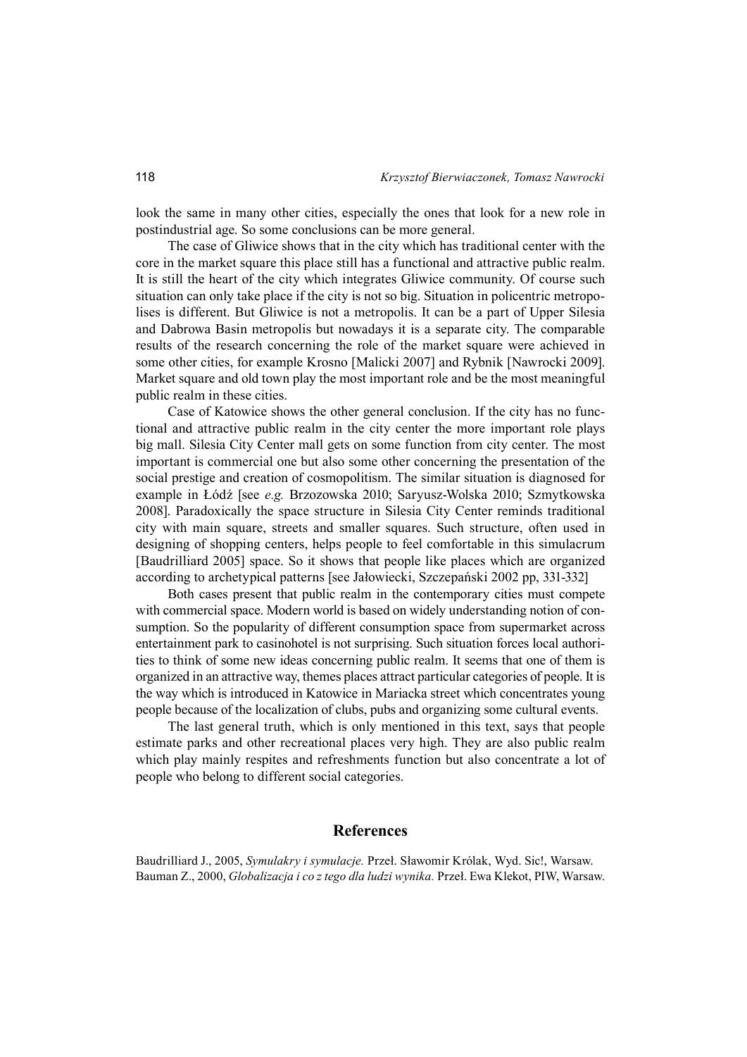look the same in many other cities, especially the ones that look for a new role in postindustrial age. So some conclusions can be more general.

The case of Gliwice shows that in the city which has traditional center with the core in the market square this place still has a functional and attractive public realm. It is still the heart of the city which integrates Gliwice community. Of course such situation can only take place if the city is not so big. Situation in policentric metropolises is different. But Gliwice is not a metropolis. It can be a part of Upper Silesia and Dabrowa Basin metropolis but nowadays it is a separate city. The comparable results of the research concerning the role of the market square were achieved in some other cities, for example Krosno [Malicki 2007] and Rybnik [Nawrocki 2009]. Market square and old town play the most important role and be the most meaningful public realm in these cities.

Case of Katowice shows the other general conclusion. If the city has no functional and attractive public realm in the city center the more important role plays big mall. Silesia City Center mall gets on some function from city center. The most important is commercial one but also some other concerning the presentation of the social prestige and creation of cosmopolitism. The similar situation is diagnosed for example in Łódź [see *e.g.* Brzozowska 2010; Saryusz-Wolska 2010; Szmytkowska 2008]. Paradoxically the space structure in Silesia City Center reminds traditional city with main square, streets and smaller squares. Such structure, often used in designing of shopping centers, helps people to feel comfortable in this simulacrum [Baudrilliard 2005] space. So it shows that people like places which are organized according to archetypical patterns [see Jałowiecki, Szczepański 2002 pp, 331-332]

Both cases present that public realm in the contemporary cities must compete with commercial space. Modern world is based on widely understanding notion of consumption. So the popularity of different consumption space from supermarket across entertainment park to casinohotel is not surprising. Such situation forces local authorities to think of some new ideas concerning public realm. It seems that one of them is organized in an attractive way, themes places attract particular categories of people. It is the way which is introduced in Katowice in Mariacka street which concentrates young people because of the localization of clubs, pubs and organizing some cultural events.

The last general truth, which is only mentioned in this text, says that people estimate parks and other recreational places very high. They are also public realm which play mainly respites and refreshments function but also concentrate a lot of people who belong to different social categories.

## References

Baudrilliard J., 2005, *Symulakry i symulacje.* Przeł. Sławomir Królak, Wyd. Sic!, Warsaw.

Bauman Z., 2000, *Globalizacja i co z tego dla ludzi wynika.* Przeł. Ewa Klekot, PIW, Warsaw.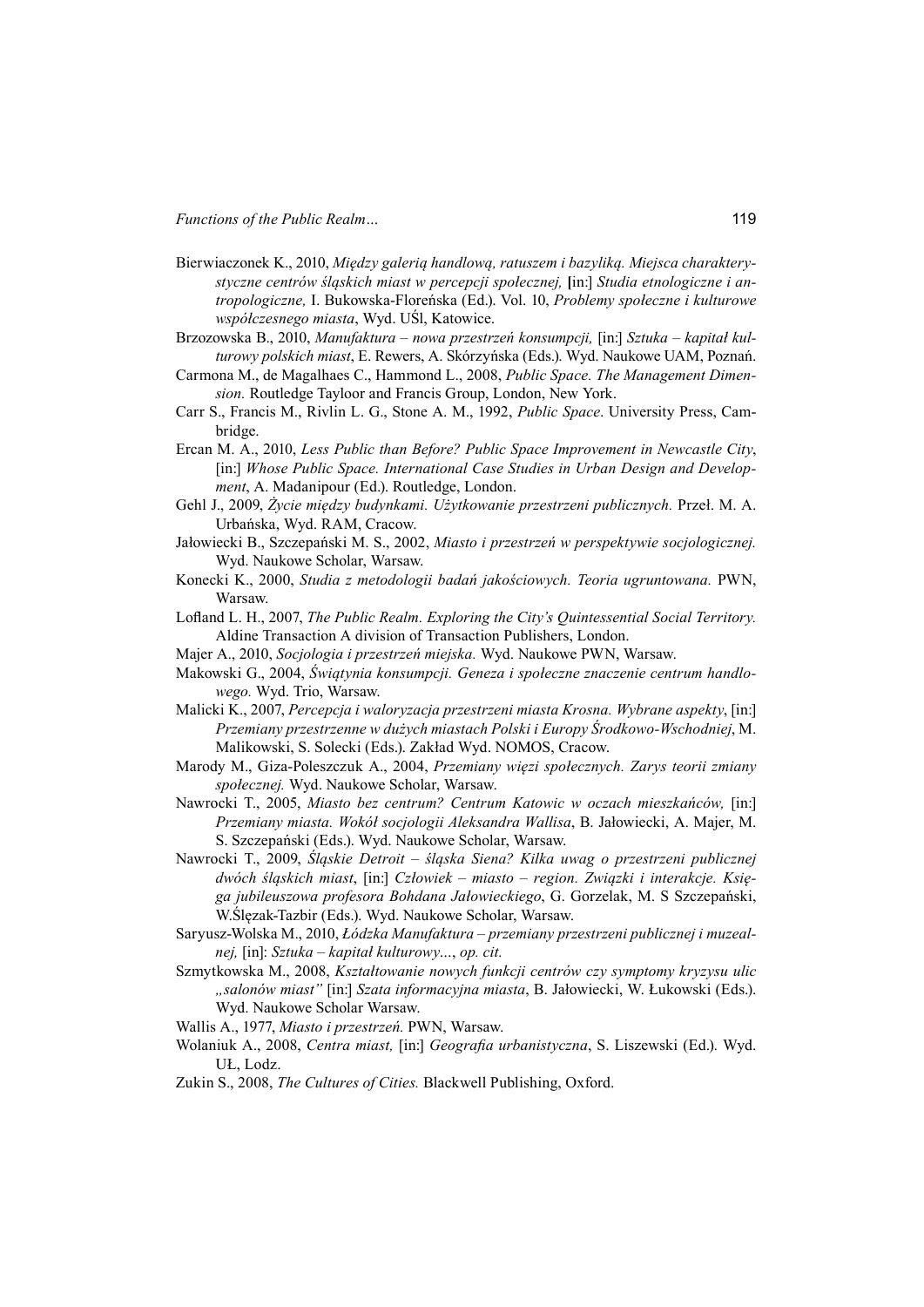Bierwiaczonek K., 2010, *Między galerią handlową, ratuszem i bazyliką. Miejsca charakterystyczne centrów śląskich miast w percepcji społecznej,* [in:] *Studia etnologiczne i antropologiczne,* I. Bukowska-Floreńska (Ed.). Vol. 10, *Problemy społeczne i kulturowe współczesnego miasta*, Wyd. UŚl, Katowice.

Brzozowska B., 2010, *Manufaktura – nowa przestrzeń konsumpcji,* [in:] *Sztuka – kapitał kulturowy polskich miast*, E. Rewers, A. Skórzyńska (Eds.). Wyd. Naukowe UAM, Poznań.

Carmona M., de Magalhaes C., Hammond L., 2008, *Public Space. The Management Dimension.* Routledge Tayloor and Francis Group, London, New York.

Carr S., Francis M., Rivlin L. G., Stone A. M., 1992, *Public Space*. University Press, Cambridge.

Ercan M. A., 2010, *Less Public than Before? Public Space Improvement in Newcastle City*, [in:] *Whose Public Space. International Case Studies in Urban Design and Development*, A. Madanipour (Ed.). Routledge, London.

Gehl J., 2009, *Życie między budynkami. Użytkowanie przestrzeni publicznych.* Przeł. M. A. Urbańska, Wyd. RAM, Cracow.

Jałowiecki B., Szczepański M. S., 2002, *Miasto i przestrzeń w perspektywie socjologicznej.* Wyd. Naukowe Scholar, Warsaw.

Konecki K., 2000, *Studia z metodologii badań jakościowych. Teoria ugruntowana.* PWN, Warsaw.

Lofland L. H., 2007, *The Public Realm. Exploring the City's Quintessential Social Territory.* Aldine Transaction A division of Transaction Publishers, London.

Majer A., 2010, *Socjologia i przestrzeń miejska.* Wyd. Naukowe PWN, Warsaw.

Makowski G., 2004, *Świątynia konsumpcji. Geneza i społeczne znaczenie centrum handlowego.* Wyd. Trio, Warsaw.

Malicki K., 2007, *Percepcja i waloryzacja przestrzeni miasta Krosna. Wybrane aspekty*, [in:] *Przemiany przestrzenne w dużych miastach Polski i Europy Środkowo-Wschodniej*, M. Malikowski, S. Solecki (Eds.). Zakład Wyd. NOMOS, Cracow.

Marody M., Giza-Poleszczuk A., 2004, *Przemiany więzi społecznych. Zarys teorii zmiany społecznej.* Wyd. Naukowe Scholar, Warsaw.

Nawrocki T., 2005, *Miasto bez centrum? Centrum Katowic w oczach mieszkańców,* [in:] *Przemiany miasta. Wokół socjologii Aleksandra Wallisa*, B. Jałowiecki, A. Majer, M. S. Szczepański (Eds.). Wyd. Naukowe Scholar, Warsaw.

Nawrocki T., 2009, *Śląskie Detroit – śląska Siena? Kilka uwag o przestrzeni publicznej dwóch śląskich miast*, [in:] *Człowiek – miasto – region. Związki i interakcje. Księga jubileuszowa profesora Bohdana Jałowieckiego*, G. Gorzelak, M. S Szczepański, W.Ślęzak-Tazbir (Eds.). Wyd. Naukowe Scholar, Warsaw.

Saryusz-Wolska M., 2010, *Łódzka Manufaktura – przemiany przestrzeni publicznej i muzealnej,* [in]: *Sztuka – kapitał kulturowy*..., *op. cit.*

Szmytkowska M., 2008, *Kształtowanie nowych funkcji centrów czy symptomy kryzysu ulic „salonów miast"* [in:] *Szata informacyjna miasta*, B. Jałowiecki, W. Łukowski (Eds.). Wyd. Naukowe Scholar Warsaw.

Wallis A., 1977, *Miasto i przestrzeń.* PWN, Warsaw.

Wolaniuk A., 2008, *Centra miast,* [in:] *Geografia urbanistyczna*, S. Liszewski (Ed.). Wyd. UŁ, Lodz.

Zukin S., 2008, *The Cultures of Cities.* Blackwell Publishing, Oxford.